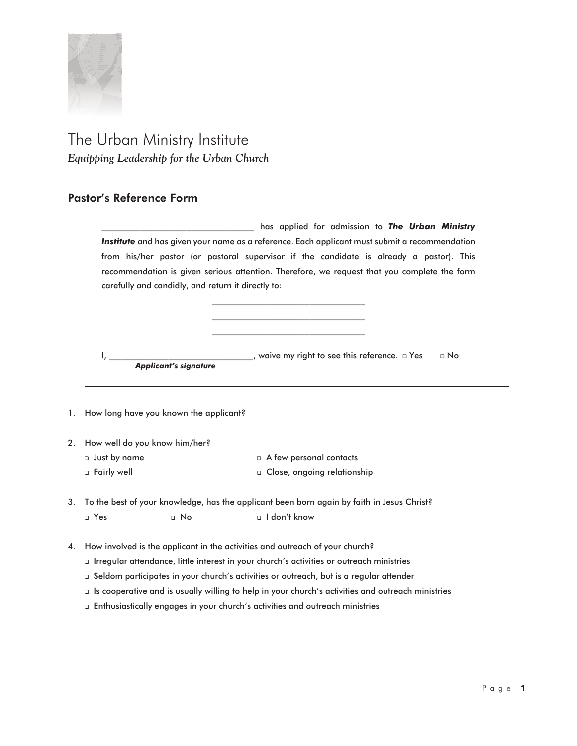# The Urban Ministry Institute

*Equipping Leadership for the Urban Church*

## Pastor's Reference Form

_________________________________ has applied for admission to ***The Urban Ministry Institute*** and has given your name as a reference. Each applicant must submit a recommendation from his/her pastor (or pastoral supervisor if the candidate is already a pastor). This recommendation is given serious attention. Therefore, we request that you complete the form carefully and candidly, and return it directly to:

_________________________________

_________________________________

_________________________________

I, _______________________________, waive my right to see this reference. ❑ Yes ❑ No

***Applicant's signature***

---

1. How long have you known the applicant?

2. How well do you know him/her?
   - ❑ Just by name
   - ❑ A few personal contacts
   - ❑ Fairly well
   - ❑ Close, ongoing relationship

3. To the best of your knowledge, has the applicant been born again by faith in Jesus Christ?
   - ❑ Yes
   - ❑ No
   - ❑ I don't know

4. How involved is the applicant in the activities and outreach of your church?
   - ❑ Irregular attendance, little interest in your church's activities or outreach ministries
   - ❑ Seldom participates in your church's activities or outreach, but is a regular attender
   - ❑ Is cooperative and is usually willing to help in your church's activities and outreach ministries
   - ❑ Enthusiastically engages in your church's activities and outreach ministries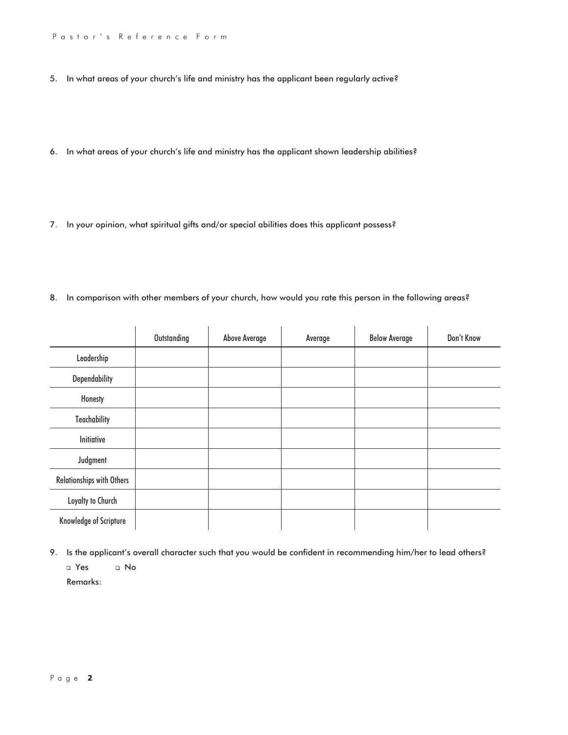5. In what areas of your church's life and ministry has the applicant been regularly active?

6. In what areas of your church's life and ministry has the applicant shown leadership abilities?

7. In your opinion, what spiritual gifts and/or special abilities does this applicant possess?

8. In comparison with other members of your church, how would you rate this person in the following areas?

| | Outstanding | Above Average | Average | Below Average | Don't Know |
|---|---|---|---|---|---|
| Leadership | | | | | |
| Dependability | | | | | |
| Honesty | | | | | |
| Teachability | | | | | |
| Initiative | | | | | |
| Judgment | | | | | |
| Relationships with Others | | | | | |
| Loyalty to Church | | | | | |
| Knowledge of Scripture | | | | | |

9. Is the applicant's overall character such that you would be confident in recommending him/her to lead others?

   ❑ Yes ❑ No

   Remarks: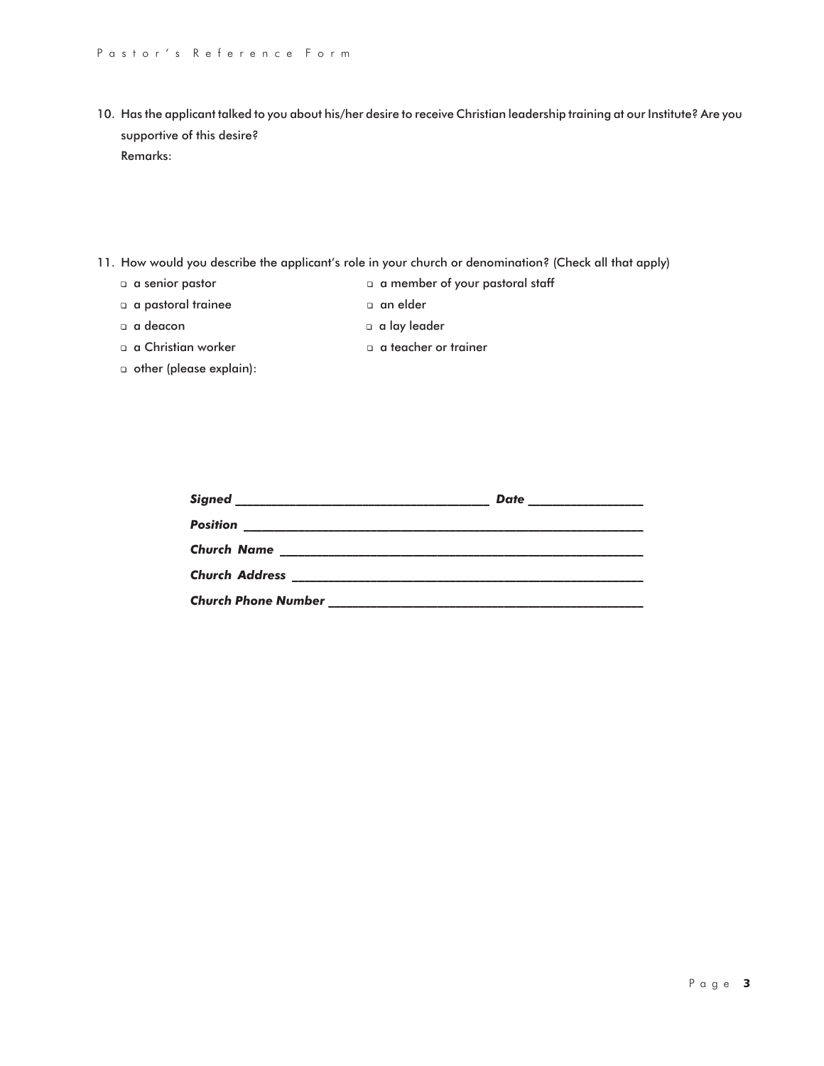10. Has the applicant talked to you about his/her desire to receive Christian leadership training at our Institute? Are you supportive of this desire?

    Remarks:

11. How would you describe the applicant's role in your church or denomination? (Check all that apply)

    - ❑ a senior pastor
    - ❑ a member of your pastoral staff
    - ❑ a pastoral trainee
    - ❑ an elder
    - ❑ a deacon
    - ❑ a lay leader
    - ❑ a Christian worker
    - ❑ a teacher or trainer
    - ❑ other (please explain):

***Signed*** ______________________________________ ***Date*** _________________

***Position*** ______________________________________________________________

***Church Name*** __________________________________________________________

***Church Address*** ________________________________________________________

***Church Phone Number*** ___________________________________________________